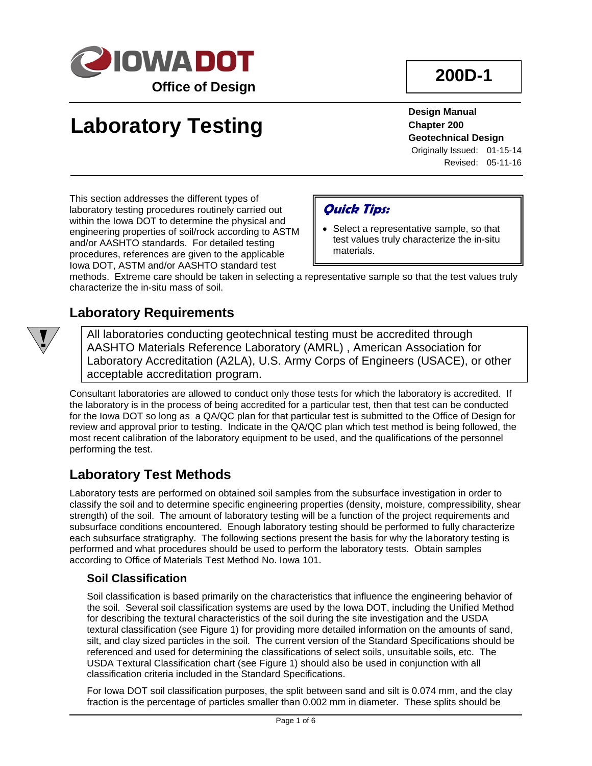IOWA DOT Office of Design

**200D-1**

# Laboratory Testing

**Design Manual**
**Chapter 200**
**Geotechnical Design**
Originally Issued: 01-15-14
Revised: 05-11-16

This section addresses the different types of laboratory testing procedures routinely carried out within the Iowa DOT to determine the physical and engineering properties of soil/rock according to ASTM and/or AASHTO standards. For detailed testing procedures, references are given to the applicable Iowa DOT, ASTM and/or AASHTO standard test methods. Extreme care should be taken in selecting a representative sample so that the test values truly characterize the in-situ mass of soil.

> ***Quick Tips:***
>
> - Select a representative sample, so that test values truly characterize the in-situ materials.

## Laboratory Requirements

> All laboratories conducting geotechnical testing must be accredited through AASHTO Materials Reference Laboratory (AMRL) , American Association for Laboratory Accreditation (A2LA), U.S. Army Corps of Engineers (USACE), or other acceptable accreditation program.

Consultant laboratories are allowed to conduct only those tests for which the laboratory is accredited. If the laboratory is in the process of being accredited for a particular test, then that test can be conducted for the Iowa DOT so long as a QA/QC plan for that particular test is submitted to the Office of Design for review and approval prior to testing. Indicate in the QA/QC plan which test method is being followed, the most recent calibration of the laboratory equipment to be used, and the qualifications of the personnel performing the test.

## Laboratory Test Methods

Laboratory tests are performed on obtained soil samples from the subsurface investigation in order to classify the soil and to determine specific engineering properties (density, moisture, compressibility, shear strength) of the soil. The amount of laboratory testing will be a function of the project requirements and subsurface conditions encountered. Enough laboratory testing should be performed to fully characterize each subsurface stratigraphy. The following sections present the basis for why the laboratory testing is performed and what procedures should be used to perform the laboratory tests. Obtain samples according to Office of Materials Test Method No. Iowa 101.

### Soil Classification

Soil classification is based primarily on the characteristics that influence the engineering behavior of the soil. Several soil classification systems are used by the Iowa DOT, including the Unified Method for describing the textural characteristics of the soil during the site investigation and the USDA textural classification (see Figure 1) for providing more detailed information on the amounts of sand, silt, and clay sized particles in the soil. The current version of the Standard Specifications should be referenced and used for determining the classifications of select soils, unsuitable soils, etc. The USDA Textural Classification chart (see Figure 1) should also be used in conjunction with all classification criteria included in the Standard Specifications.

For Iowa DOT soil classification purposes, the split between sand and silt is 0.074 mm, and the clay fraction is the percentage of particles smaller than 0.002 mm in diameter. These splits should be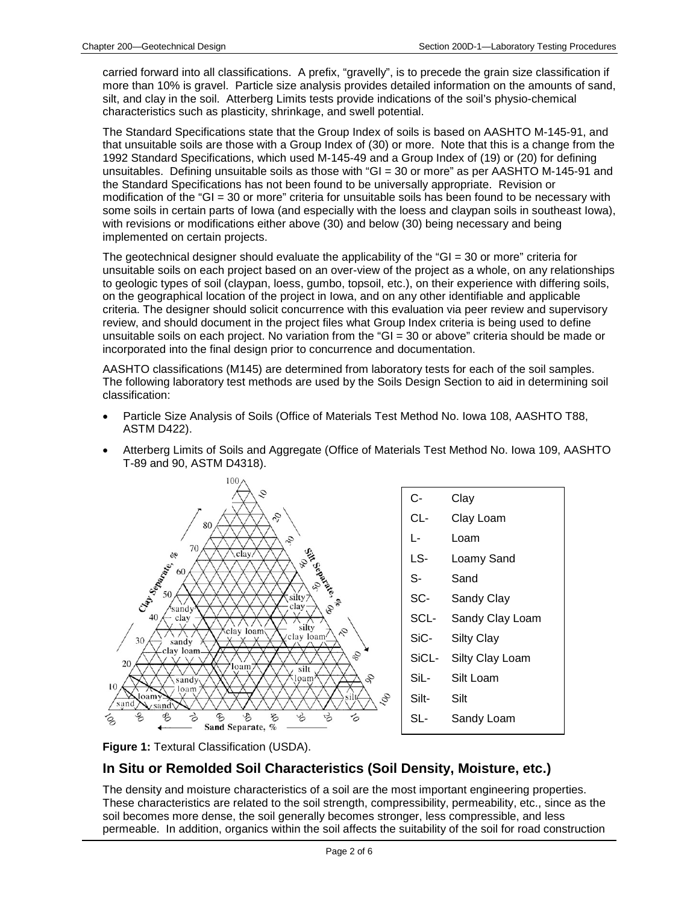carried forward into all classifications. A prefix, "gravelly", is to precede the grain size classification if more than 10% is gravel. Particle size analysis provides detailed information on the amounts of sand, silt, and clay in the soil. Atterberg Limits tests provide indications of the soil's physio-chemical characteristics such as plasticity, shrinkage, and swell potential.

The Standard Specifications state that the Group Index of soils is based on AASHTO M-145-91, and that unsuitable soils are those with a Group Index of (30) or more. Note that this is a change from the 1992 Standard Specifications, which used M-145-49 and a Group Index of (19) or (20) for defining unsuitables. Defining unsuitable soils as those with "GI = 30 or more" as per AASHTO M-145-91 and the Standard Specifications has not been found to be universally appropriate. Revision or modification of the "GI = 30 or more" criteria for unsuitable soils has been found to be necessary with some soils in certain parts of Iowa (and especially with the loess and claypan soils in southeast Iowa), with revisions or modifications either above (30) and below (30) being necessary and being implemented on certain projects.

The geotechnical designer should evaluate the applicability of the "GI = 30 or more" criteria for unsuitable soils on each project based on an over-view of the project as a whole, on any relationships to geologic types of soil (claypan, loess, gumbo, topsoil, etc.), on their experience with differing soils, on the geographical location of the project in Iowa, and on any other identifiable and applicable criteria. The designer should solicit concurrence with this evaluation via peer review and supervisory review, and should document in the project files what Group Index criteria is being used to define unsuitable soils on each project. No variation from the "GI = 30 or above" criteria should be made or incorporated into the final design prior to concurrence and documentation.

AASHTO classifications (M145) are determined from laboratory tests for each of the soil samples. The following laboratory test methods are used by the Soils Design Section to aid in determining soil classification:

- Particle Size Analysis of Soils (Office of Materials Test Method No. Iowa 108, AASHTO T88, ASTM D422).
- Atterberg Limits of Soils and Aggregate (Office of Materials Test Method No. Iowa 109, AASHTO T-89 and 90, ASTM D4318).

| | |
|---|---|
| C- | Clay |
| CL- | Clay Loam |
| L- | Loam |
| LS- | Loamy Sand |
| S- | Sand |
| SC- | Sandy Clay |
| SCL- | Sandy Clay Loam |
| SiC- | Silty Clay |
| SiCL- | Silty Clay Loam |
| SiL- | Silt Loam |
| Silt- | Silt |
| SL- | Sandy Loam |

**Figure 1:** Textural Classification (USDA).

## In Situ or Remolded Soil Characteristics (Soil Density, Moisture, etc.)

The density and moisture characteristics of a soil are the most important engineering properties. These characteristics are related to the soil strength, compressibility, permeability, etc., since as the soil becomes more dense, the soil generally becomes stronger, less compressible, and less permeable. In addition, organics within the soil affects the suitability of the soil for road construction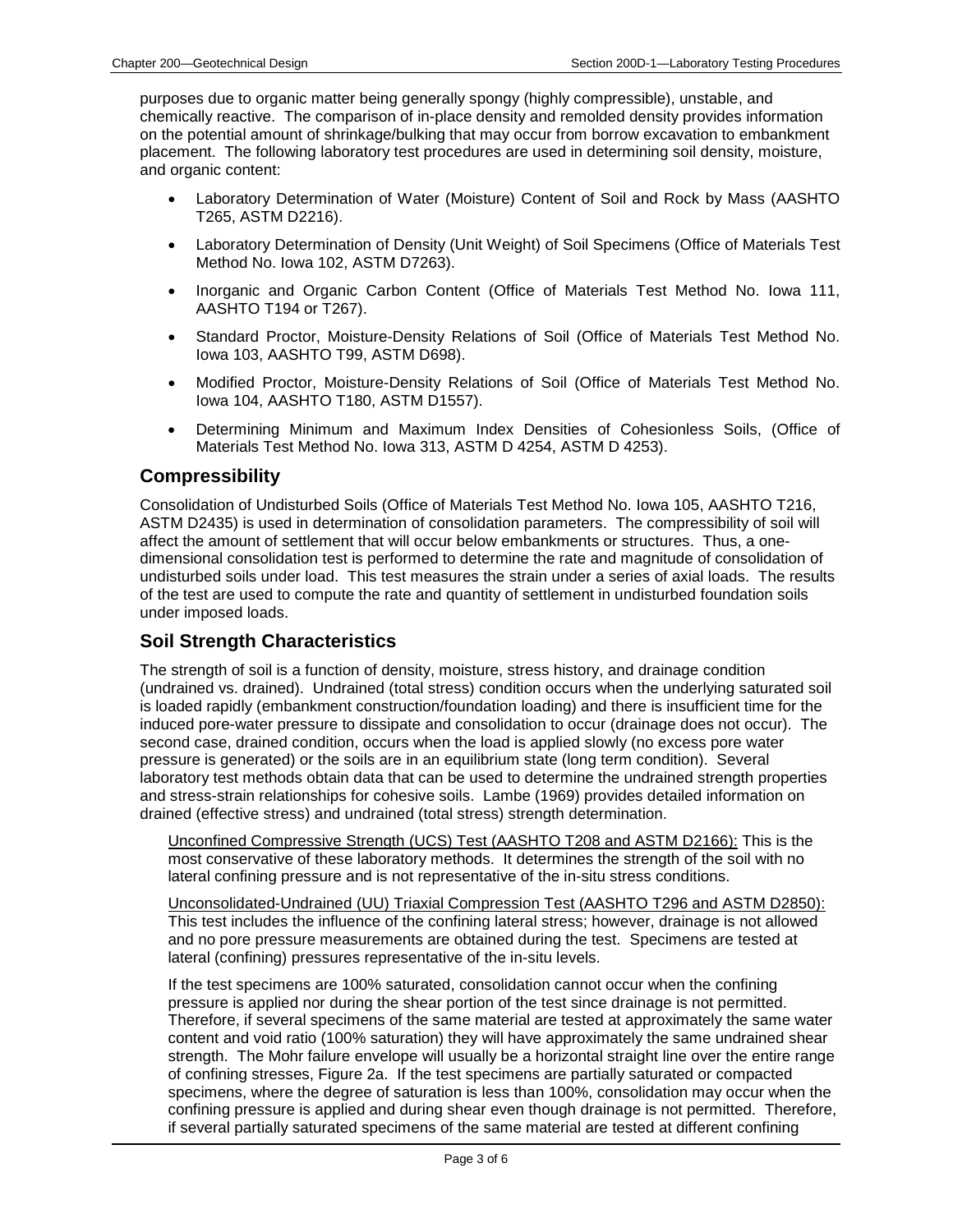purposes due to organic matter being generally spongy (highly compressible), unstable, and chemically reactive. The comparison of in-place density and remolded density provides information on the potential amount of shrinkage/bulking that may occur from borrow excavation to embankment placement. The following laboratory test procedures are used in determining soil density, moisture, and organic content:

- Laboratory Determination of Water (Moisture) Content of Soil and Rock by Mass (AASHTO T265, ASTM D2216).
- Laboratory Determination of Density (Unit Weight) of Soil Specimens (Office of Materials Test Method No. Iowa 102, ASTM D7263).
- Inorganic and Organic Carbon Content (Office of Materials Test Method No. Iowa 111, AASHTO T194 or T267).
- Standard Proctor, Moisture-Density Relations of Soil (Office of Materials Test Method No. Iowa 103, AASHTO T99, ASTM D698).
- Modified Proctor, Moisture-Density Relations of Soil (Office of Materials Test Method No. Iowa 104, AASHTO T180, ASTM D1557).
- Determining Minimum and Maximum Index Densities of Cohesionless Soils, (Office of Materials Test Method No. Iowa 313, ASTM D 4254, ASTM D 4253).

## Compressibility

Consolidation of Undisturbed Soils (Office of Materials Test Method No. Iowa 105, AASHTO T216, ASTM D2435) is used in determination of consolidation parameters. The compressibility of soil will affect the amount of settlement that will occur below embankments or structures. Thus, a one-dimensional consolidation test is performed to determine the rate and magnitude of consolidation of undisturbed soils under load. This test measures the strain under a series of axial loads. The results of the test are used to compute the rate and quantity of settlement in undisturbed foundation soils under imposed loads.

## Soil Strength Characteristics

The strength of soil is a function of density, moisture, stress history, and drainage condition (undrained vs. drained). Undrained (total stress) condition occurs when the underlying saturated soil is loaded rapidly (embankment construction/foundation loading) and there is insufficient time for the induced pore-water pressure to dissipate and consolidation to occur (drainage does not occur). The second case, drained condition, occurs when the load is applied slowly (no excess pore water pressure is generated) or the soils are in an equilibrium state (long term condition). Several laboratory test methods obtain data that can be used to determine the undrained strength properties and stress-strain relationships for cohesive soils. Lambe (1969) provides detailed information on drained (effective stress) and undrained (total stress) strength determination.

Unconfined Compressive Strength (UCS) Test (AASHTO T208 and ASTM D2166): This is the most conservative of these laboratory methods. It determines the strength of the soil with no lateral confining pressure and is not representative of the in-situ stress conditions.

Unconsolidated-Undrained (UU) Triaxial Compression Test (AASHTO T296 and ASTM D2850): This test includes the influence of the confining lateral stress; however, drainage is not allowed and no pore pressure measurements are obtained during the test. Specimens are tested at lateral (confining) pressures representative of the in-situ levels.

If the test specimens are 100% saturated, consolidation cannot occur when the confining pressure is applied nor during the shear portion of the test since drainage is not permitted. Therefore, if several specimens of the same material are tested at approximately the same water content and void ratio (100% saturation) they will have approximately the same undrained shear strength. The Mohr failure envelope will usually be a horizontal straight line over the entire range of confining stresses, Figure 2a. If the test specimens are partially saturated or compacted specimens, where the degree of saturation is less than 100%, consolidation may occur when the confining pressure is applied and during shear even though drainage is not permitted. Therefore, if several partially saturated specimens of the same material are tested at different confining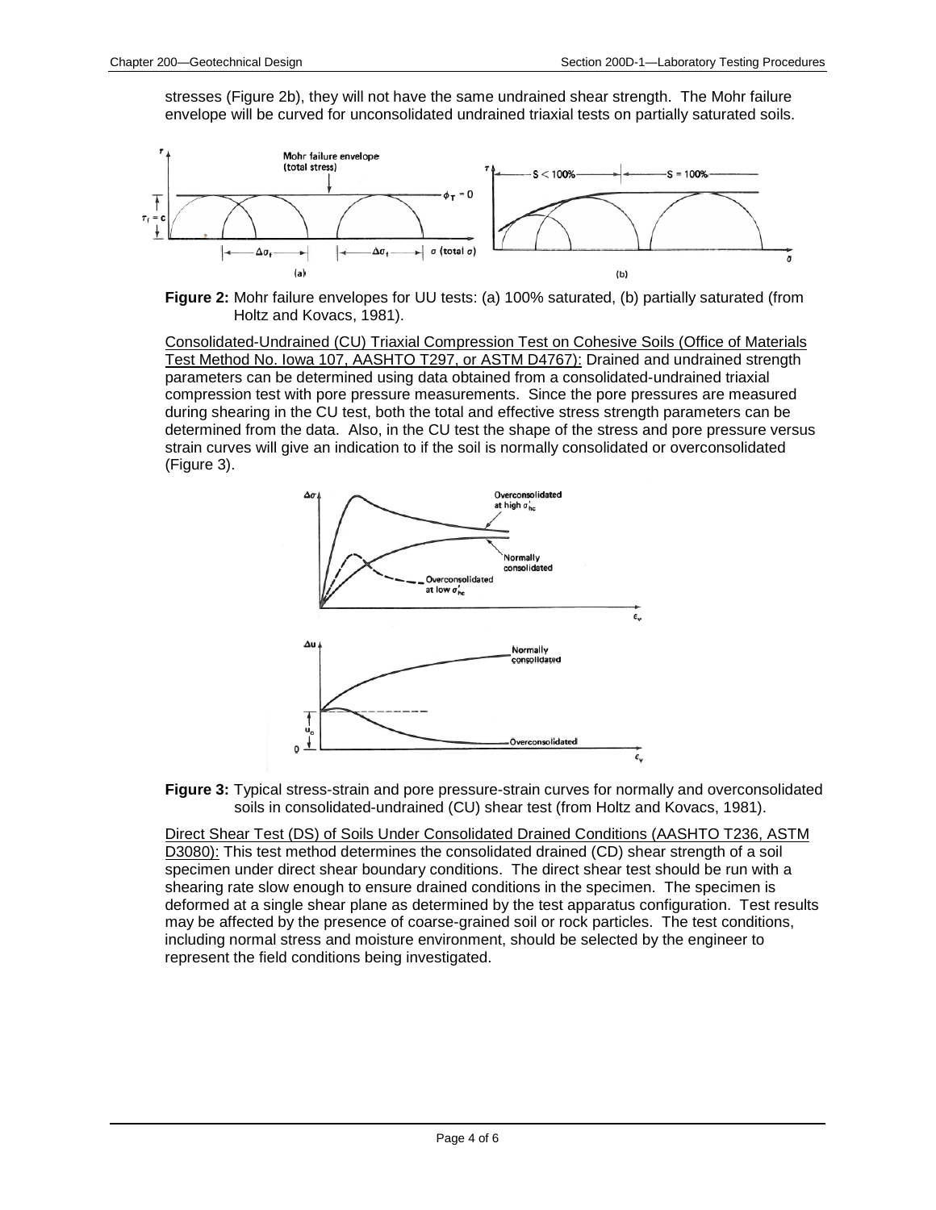stresses (Figure 2b), they will not have the same undrained shear strength. The Mohr failure envelope will be curved for unconsolidated undrained triaxial tests on partially saturated soils.

**Figure 2:** Mohr failure envelopes for UU tests: (a) 100% saturated, (b) partially saturated (from Holtz and Kovacs, 1981).

Consolidated-Undrained (CU) Triaxial Compression Test on Cohesive Soils (Office of Materials Test Method No. Iowa 107, AASHTO T297, or ASTM D4767): Drained and undrained strength parameters can be determined using data obtained from a consolidated-undrained triaxial compression test with pore pressure measurements. Since the pore pressures are measured during shearing in the CU test, both the total and effective stress strength parameters can be determined from the data. Also, in the CU test the shape of the stress and pore pressure versus strain curves will give an indication to if the soil is normally consolidated or overconsolidated (Figure 3).

**Figure 3:** Typical stress-strain and pore pressure-strain curves for normally and overconsolidated soils in consolidated-undrained (CU) shear test (from Holtz and Kovacs, 1981).

Direct Shear Test (DS) of Soils Under Consolidated Drained Conditions (AASHTO T236, ASTM D3080): This test method determines the consolidated drained (CD) shear strength of a soil specimen under direct shear boundary conditions. The direct shear test should be run with a shearing rate slow enough to ensure drained conditions in the specimen. The specimen is deformed at a single shear plane as determined by the test apparatus configuration. Test results may be affected by the presence of coarse-grained soil or rock particles. The test conditions, including normal stress and moisture environment, should be selected by the engineer to represent the field conditions being investigated.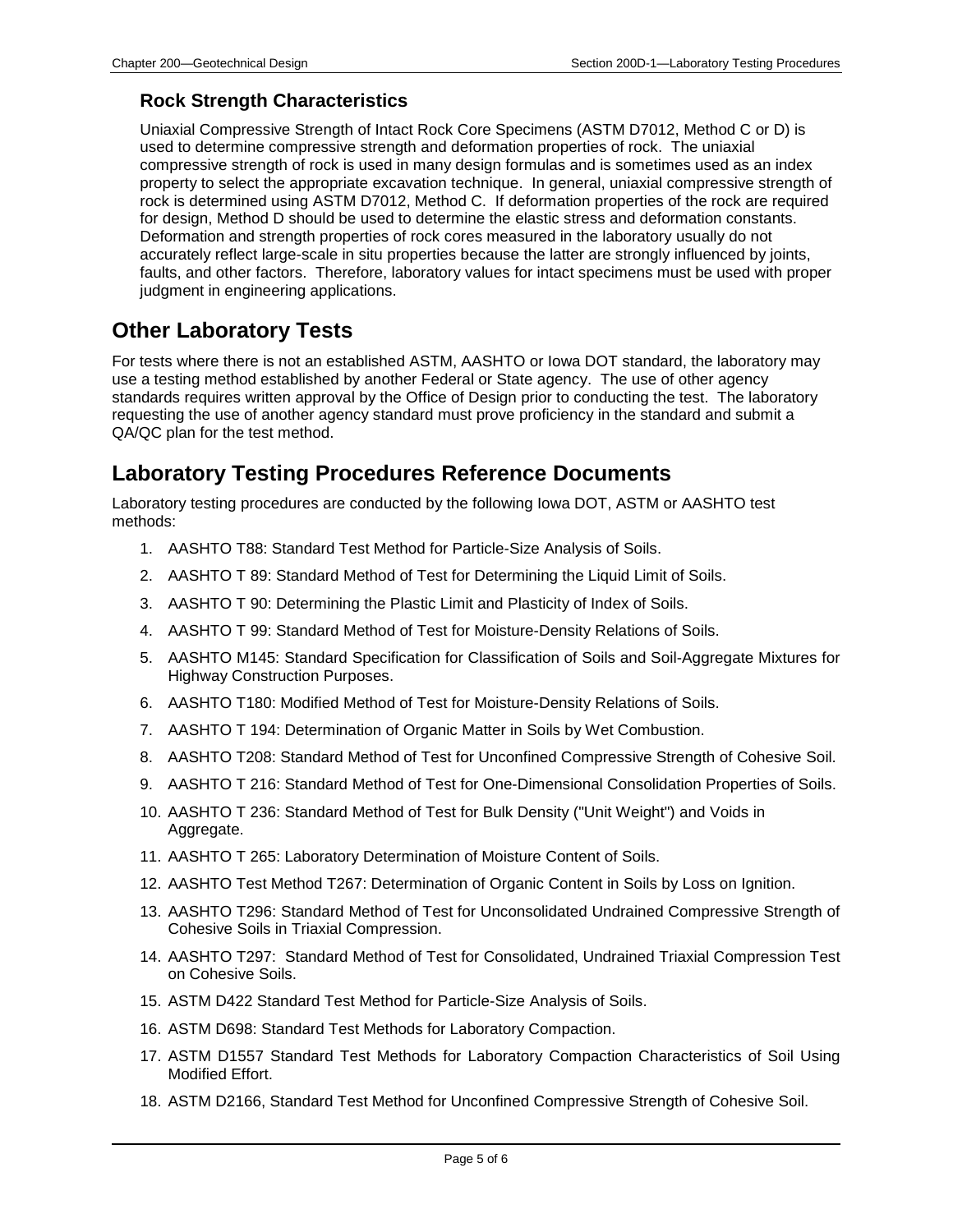### Rock Strength Characteristics

Uniaxial Compressive Strength of Intact Rock Core Specimens (ASTM D7012, Method C or D) is used to determine compressive strength and deformation properties of rock. The uniaxial compressive strength of rock is used in many design formulas and is sometimes used as an index property to select the appropriate excavation technique. In general, uniaxial compressive strength of rock is determined using ASTM D7012, Method C. If deformation properties of the rock are required for design, Method D should be used to determine the elastic stress and deformation constants. Deformation and strength properties of rock cores measured in the laboratory usually do not accurately reflect large-scale in situ properties because the latter are strongly influenced by joints, faults, and other factors. Therefore, laboratory values for intact specimens must be used with proper judgment in engineering applications.

## Other Laboratory Tests

For tests where there is not an established ASTM, AASHTO or Iowa DOT standard, the laboratory may use a testing method established by another Federal or State agency. The use of other agency standards requires written approval by the Office of Design prior to conducting the test. The laboratory requesting the use of another agency standard must prove proficiency in the standard and submit a QA/QC plan for the test method.

## Laboratory Testing Procedures Reference Documents

Laboratory testing procedures are conducted by the following Iowa DOT, ASTM or AASHTO test methods:

1. AASHTO T88: Standard Test Method for Particle-Size Analysis of Soils.
2. AASHTO T 89: Standard Method of Test for Determining the Liquid Limit of Soils.
3. AASHTO T 90: Determining the Plastic Limit and Plasticity of Index of Soils.
4. AASHTO T 99: Standard Method of Test for Moisture-Density Relations of Soils.
5. AASHTO M145: Standard Specification for Classification of Soils and Soil-Aggregate Mixtures for Highway Construction Purposes.
6. AASHTO T180: Modified Method of Test for Moisture-Density Relations of Soils.
7. AASHTO T 194: Determination of Organic Matter in Soils by Wet Combustion.
8. AASHTO T208: Standard Method of Test for Unconfined Compressive Strength of Cohesive Soil.
9. AASHTO T 216: Standard Method of Test for One-Dimensional Consolidation Properties of Soils.
10. AASHTO T 236: Standard Method of Test for Bulk Density ("Unit Weight") and Voids in Aggregate.
11. AASHTO T 265: Laboratory Determination of Moisture Content of Soils.
12. AASHTO Test Method T267: Determination of Organic Content in Soils by Loss on Ignition.
13. AASHTO T296: Standard Method of Test for Unconsolidated Undrained Compressive Strength of Cohesive Soils in Triaxial Compression.
14. AASHTO T297: Standard Method of Test for Consolidated, Undrained Triaxial Compression Test on Cohesive Soils.
15. ASTM D422 Standard Test Method for Particle-Size Analysis of Soils.
16. ASTM D698: Standard Test Methods for Laboratory Compaction.
17. ASTM D1557 Standard Test Methods for Laboratory Compaction Characteristics of Soil Using Modified Effort.
18. ASTM D2166, Standard Test Method for Unconfined Compressive Strength of Cohesive Soil.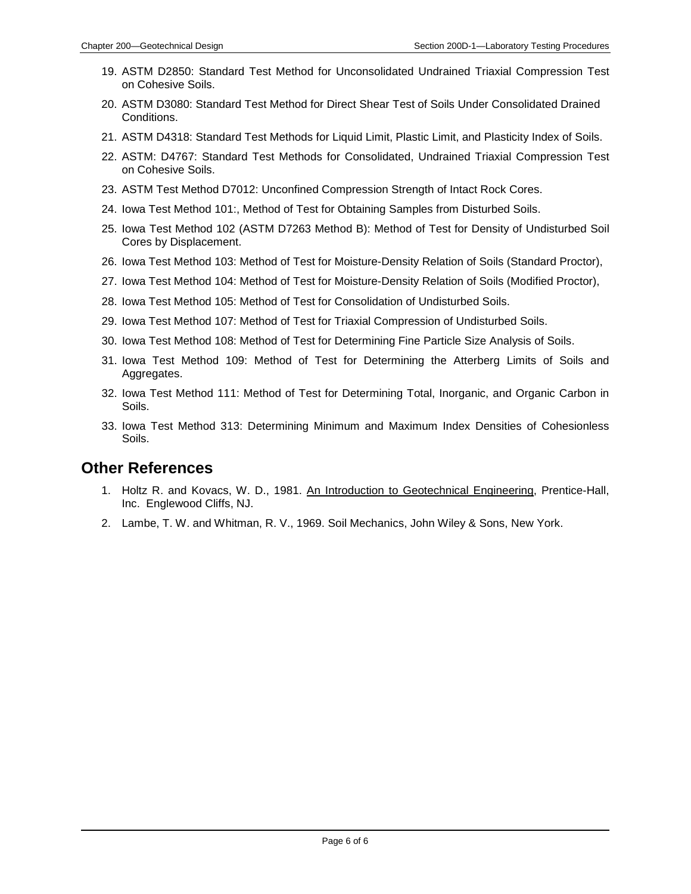19. ASTM D2850: Standard Test Method for Unconsolidated Undrained Triaxial Compression Test on Cohesive Soils.
20. ASTM D3080: Standard Test Method for Direct Shear Test of Soils Under Consolidated Drained Conditions.
21. ASTM D4318: Standard Test Methods for Liquid Limit, Plastic Limit, and Plasticity Index of Soils.
22. ASTM: D4767: Standard Test Methods for Consolidated, Undrained Triaxial Compression Test on Cohesive Soils.
23. ASTM Test Method D7012: Unconfined Compression Strength of Intact Rock Cores.
24. Iowa Test Method 101:, Method of Test for Obtaining Samples from Disturbed Soils.
25. Iowa Test Method 102 (ASTM D7263 Method B): Method of Test for Density of Undisturbed Soil Cores by Displacement.
26. Iowa Test Method 103: Method of Test for Moisture-Density Relation of Soils (Standard Proctor),
27. Iowa Test Method 104: Method of Test for Moisture-Density Relation of Soils (Modified Proctor),
28. Iowa Test Method 105: Method of Test for Consolidation of Undisturbed Soils.
29. Iowa Test Method 107: Method of Test for Triaxial Compression of Undisturbed Soils.
30. Iowa Test Method 108: Method of Test for Determining Fine Particle Size Analysis of Soils.
31. Iowa Test Method 109: Method of Test for Determining the Atterberg Limits of Soils and Aggregates.
32. Iowa Test Method 111: Method of Test for Determining Total, Inorganic, and Organic Carbon in Soils.
33. Iowa Test Method 313: Determining Minimum and Maximum Index Densities of Cohesionless Soils.

## Other References

1. Holtz R. and Kovacs, W. D., 1981. An Introduction to Geotechnical Engineering, Prentice-Hall, Inc. Englewood Cliffs, NJ.
2. Lambe, T. W. and Whitman, R. V., 1969. Soil Mechanics, John Wiley & Sons, New York.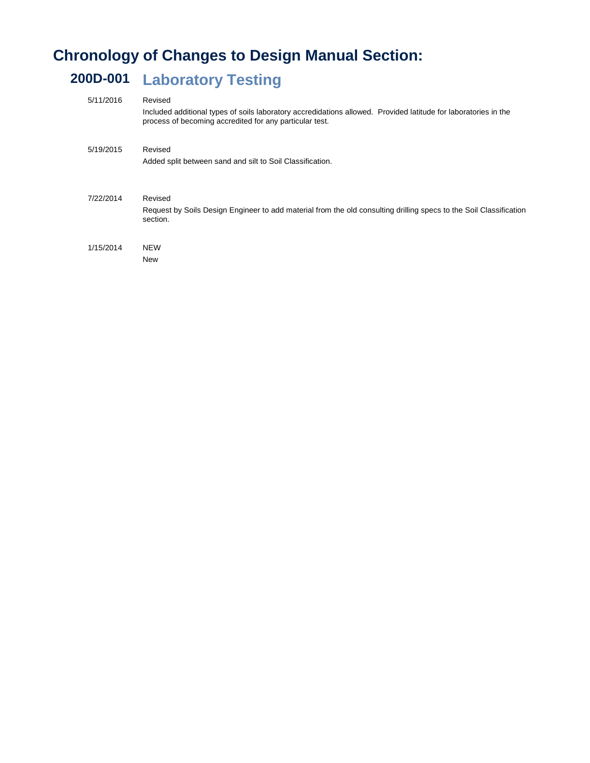# Chronology of Changes to Design Manual Section:

## 200D-001 Laboratory Testing

| | | |
|---|---|---|
| 5/11/2016 | Revised | Included additional types of soils laboratory accredidations allowed. Provided latitude for laboratories in the process of becoming accredited for any particular test. |
| 5/19/2015 | Revised | Added split between sand and silt to Soil Classification. |
| 7/22/2014 | Revised | Request by Soils Design Engineer to add material from the old consulting drilling specs to the Soil Classification section. |
| 1/15/2014 | NEW | New |